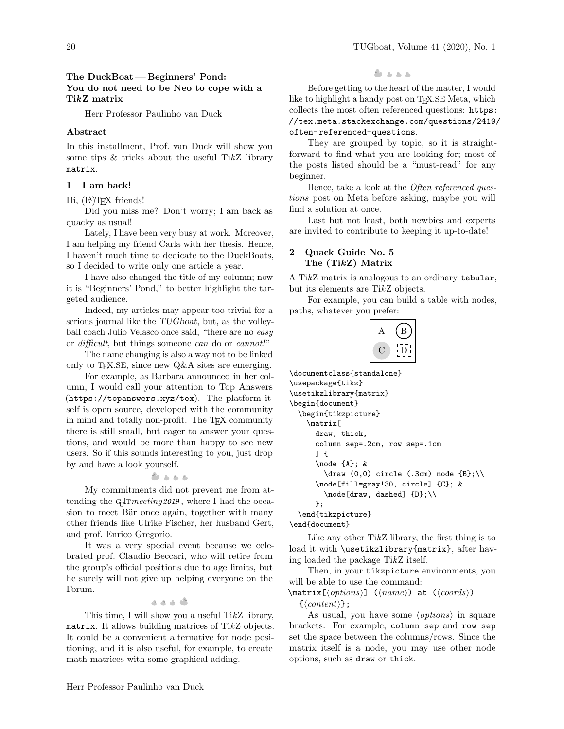## The DuckBoat — Beginners' Pond: You do not need to be Neo to cope with a TikZ matrix

Herr Professor Paulinho van Duck

### Abstract

In this installment, Prof. van Duck will show you some tips & tricks about the useful TikZ library `matrix`.

### 1 I am back!

Hi, (LA)TEX friends!

Did you miss me? Don't worry; I am back as quacky as usual!

Lately, I have been very busy at work. Moreover, I am helping my friend Carla with her thesis. Hence, I haven't much time to dedicate to the DuckBoats, so I decided to write only one article a year.

I have also changed the title of my column; now it is "Beginners' Pond," to better highlight the targeted audience.

Indeed, my articles may appear too trivial for a serious journal like the *TUGboat*, but, as the volleyball coach Julio Velasco once said, "there are no *easy* or *difficult*, but things someone *can* do or *cannot!*"

The name changing is also a way not to be linked only to TEX.SE, since new Q&A sites are emerging.

For example, as Barbara announced in her column, I would call your attention to Top Answers (`https://topanswers.xyz/tex`). The platform itself is open source, developed with the community in mind and totally non-profit. The TEX community there is still small, but eager to answer your questions, and would be more than happy to see new users. So if this sounds interesting to you, just drop by and have a look yourself.

My commitments did not prevent me from attending the GuIT*meeting 2019*, where I had the occasion to meet Bär once again, together with many other friends like Ulrike Fischer, her husband Gert, and prof. Enrico Gregorio.

It was a very special event because we celebrated prof. Claudio Beccari, who will retire from the group's official positions due to age limits, but he surely will not give up helping everyone on the Forum.

This time, I will show you a useful TikZ library, `matrix`. It allows building matrices of TikZ objects. It could be a convenient alternative for node positioning, and it is also useful, for example, to create math matrices with some graphical adding.

Before getting to the heart of the matter, I would like to highlight a handy post on TEX.SE Meta, which collects the most often referenced questions: `https://tex.meta.stackexchange.com/questions/2419/often-referenced-questions`.

They are grouped by topic, so it is straightforward to find what you are looking for; most of the posts listed should be a "must-read" for any beginner.

Hence, take a look at the *Often referenced questions* post on Meta before asking, maybe you will find a solution at once.

Last but not least, both newbies and experts are invited to contribute to keeping it up-to-date!

### 2 Quack Guide No. 5 The (TikZ) Matrix

A TikZ matrix is analogous to an ordinary `tabular`, but its elements are TikZ objects.

For example, you can build a table with nodes, paths, whatever you prefer:

A B
C D

```
\documentclass{standalone}
\usepackage{tikz}
\usetikzlibrary{matrix}
\begin{document}
  \begin{tikzpicture}
    \matrix[
      draw, thick,
      column sep=.2cm, row sep=.1cm
      ] {
      \node {A}; &
        \draw (0,0) circle (.3cm) node {B};\\
      \node[fill=gray!30, circle] {C}; &
        \node[draw, dashed] {D};\\
      };
  \end{tikzpicture}
\end{document}
```

Like any other TikZ library, the first thing is to load it with `\usetikzlibrary{matrix}`, after having loaded the package TikZ itself.

Then, in your `tikzpicture` environments, you will be able to use the command:

`\matrix[⟨options⟩] (⟨name⟩) at (⟨coords⟩) {⟨content⟩};`

As usual, you have some ⟨*options*⟩ in square brackets. For example, `column sep` and `row sep` set the space between the columns/rows. Since the matrix itself is a node, you may use other node options, such as `draw` or `thick`.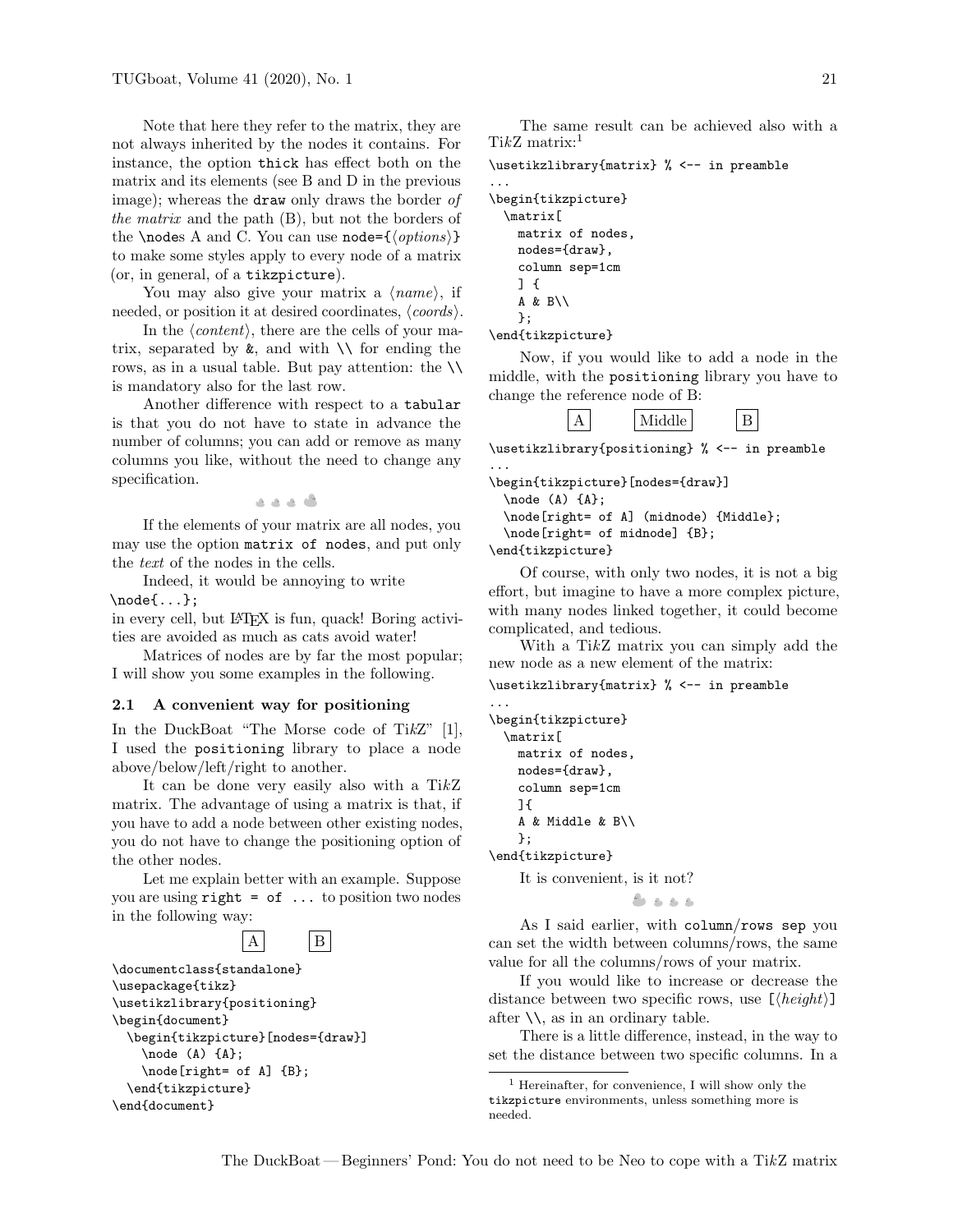Note that here they refer to the matrix, they are not always inherited by the nodes it contains. For instance, the option `thick` has effect both on the matrix and its elements (see B and D in the previous image); whereas the `draw` only draws the border *of the matrix* and the path (B), but not the borders of the `\node`s A and C. You can use `node={⟨options⟩}` to make some styles apply to every node of a matrix (or, in general, of a `tikzpicture`).

You may also give your matrix a ⟨*name*⟩, if needed, or position it at desired coordinates, ⟨*coords*⟩.

In the ⟨*content*⟩, there are the cells of your matrix, separated by `&`, and with `\\` for ending the rows, as in a usual table. But pay attention: the `\\` is mandatory also for the last row.

Another difference with respect to a `tabular` is that you do not have to state in advance the number of columns; you can add or remove as many columns you like, without the need to change any specification.

If the elements of your matrix are all nodes, you may use the option `matrix of nodes`, and put only the *text* of the nodes in the cells.

Indeed, it would be annoying to write `\node{...};` in every cell, but LaTeX is fun, quack! Boring activities are avoided as much as cats avoid water!

Matrices of nodes are by far the most popular; I will show you some examples in the following.

### 2.1 A convenient way for positioning

In the DuckBoat "The Morse code of TikZ" [1], I used the `positioning` library to place a node above/below/left/right to another.

It can be done very easily also with a TikZ matrix. The advantage of using a matrix is that, if you have to add a node between other existing nodes, you do not have to change the positioning option of the other nodes.

Let me explain better with an example. Suppose you are using `right = of ...` to position two nodes in the following way:

A B

```
\documentclass{standalone}
\usepackage{tikz}
\usetikzlibrary{positioning}
\begin{document}
  \begin{tikzpicture}[nodes={draw}]
    \node (A) {A};
    \node[right= of A] {B};
  \end{tikzpicture}
\end{document}
```

The same result can be achieved also with a TikZ matrix:[1]

```
\usetikzlibrary{matrix} % <-- in preamble
...
\begin{tikzpicture}
  \matrix[
    matrix of nodes,
    nodes={draw},
    column sep=1cm
    ] {
    A & B\\
    };
\end{tikzpicture}
```

Now, if you would like to add a node in the middle, with the `positioning` library you have to change the reference node of B:

A Middle B

```
\usetikzlibrary{positioning} % <-- in preamble
...
\begin{tikzpicture}[nodes={draw}]
  \node (A) {A};
  \node[right= of A] (midnode) {Middle};
  \node[right= of midnode] {B};
\end{tikzpicture}
```

Of course, with only two nodes, it is not a big effort, but imagine to have a more complex picture, with many nodes linked together, it could become complicated, and tedious.

With a TikZ matrix you can simply add the new node as a new element of the matrix:

```
\usetikzlibrary{matrix} % <-- in preamble
...
\begin{tikzpicture}
  \matrix[
    matrix of nodes,
    nodes={draw},
    column sep=1cm
    ]{
    A & Middle & B\\
    };
\end{tikzpicture}
```

It is convenient, is it not?

As I said earlier, with `column/rows sep` you can set the width between columns/rows, the same value for all the columns/rows of your matrix.

If you would like to increase or decrease the distance between two specific rows, use `[⟨height⟩]` after `\\`, as in an ordinary table.

There is a little difference, instead, in the way to set the distance between two specific columns. In a

[1] Hereinafter, for convenience, I will show only the `tikzpicture` environments, unless something more is needed.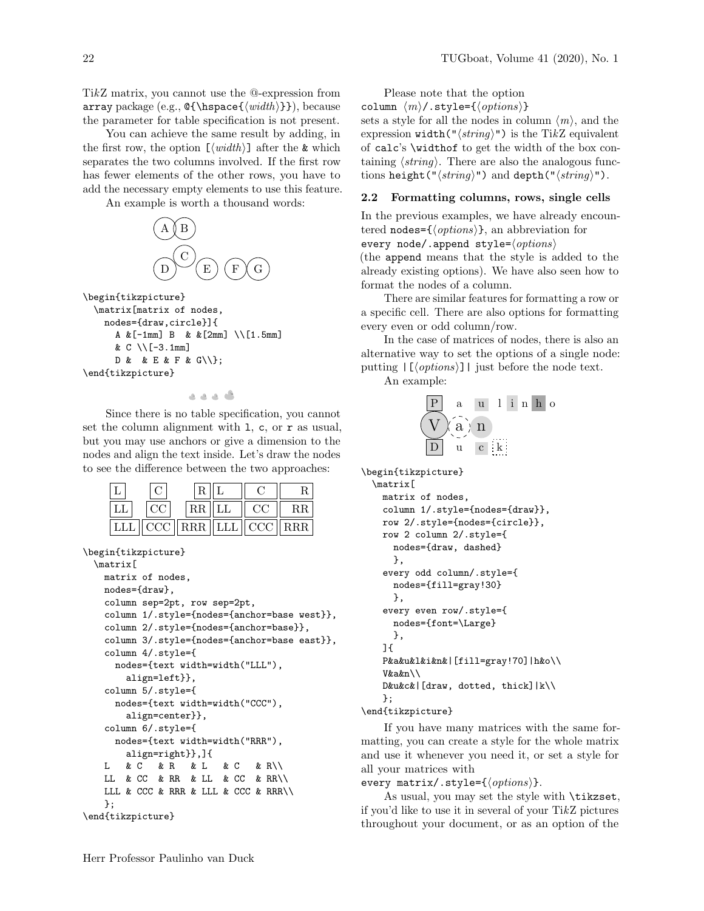TikZ matrix, you cannot use the @-expression from `array` package (e.g., `@{\hspace{⟨width⟩}}`), because the parameter for table specification is not present.

You can achieve the same result by adding, in the first row, the option `[⟨width⟩]` after the `&` which separates the two columns involved. If the first row has fewer elements of the other rows, you have to add the necessary empty elements to use this feature.

An example is worth a thousand words:

```
\begin{tikzpicture}
  \matrix[matrix of nodes,
    nodes={draw,circle}]{
      A &[-1mm] B  & &[2mm] \\[1.5mm]
      & C \\[-3.1mm]
      D &  & E & F & G\\};
\end{tikzpicture}
```

Since there is no table specification, you cannot set the column alignment with `l`, `c`, or `r` as usual, but you may use anchors or give a dimension to the nodes and align the text inside. Let's draw the nodes to see the difference between the two approaches:

```
\begin{tikzpicture}
  \matrix[
    matrix of nodes,
    nodes={draw},
    column sep=2pt, row sep=2pt,
    column 1/.style={nodes={anchor=base west}},
    column 2/.style={nodes={anchor=base}},
    column 3/.style={nodes={anchor=base east}},
    column 4/.style={
      nodes={text width=width("LLL"),
        align=left}},
    column 5/.style={
      nodes={text width=width("CCC"),
        align=center}},
    column 6/.style={
      nodes={text width=width("RRR"),
        align=right}},]{
    L   & C   & R   & L   & C   & R\\
    LL  & CC  & RR  & LL  & CC  & RR\\
    LLL & CCC & RRR & LLL & CCC & RRR\\
    };
\end{tikzpicture}
```

Please note that the option `column ⟨m⟩/.style={⟨options⟩}` sets a style for all the nodes in column ⟨m⟩, and the expression `width("⟨string⟩")` is the TikZ equivalent of `calc`'s `\widthof` to get the width of the box containing ⟨string⟩. There are also the analogous functions `height("⟨string⟩")` and `depth("⟨string⟩")`.

## 2.2 Formatting columns, rows, single cells

In the previous examples, we have already encountered `nodes={⟨options⟩}`, an abbreviation for `every node/.append style=⟨options⟩` (the `append` means that the style is added to the already existing options). We have also seen how to format the nodes of a column.

There are similar features for formatting a row or a specific cell. There are also options for formatting every even or odd column/row.

In the case of matrices of nodes, there is also an alternative way to set the options of a single node: putting `|[⟨options⟩]|` just before the node text.

An example:

```
\begin{tikzpicture}
  \matrix[
    matrix of nodes,
    column 1/.style={nodes={draw}},
    row 2/.style={nodes={circle}},
    row 2 column 2/.style={
      nodes={draw, dashed}
      },
    every odd column/.style={
      nodes={fill=gray!30}
      },
    every even row/.style={
      nodes={font=\Large}
      },
    ]{
    P&a&u&l&i&n&|[fill=gray!70]|h&o\\
    V&a&n\\
    D&u&c&|[draw, dotted, thick]|k\\
    };
\end{tikzpicture}
```

If you have many matrices with the same formatting, you can create a style for the whole matrix and use it whenever you need it, or set a style for all your matrices with `every matrix/.style={⟨options⟩}`.

As usual, you may set the style with `\tikzset`, if you'd like to use it in several of your TikZ pictures throughout your document, or as an option of the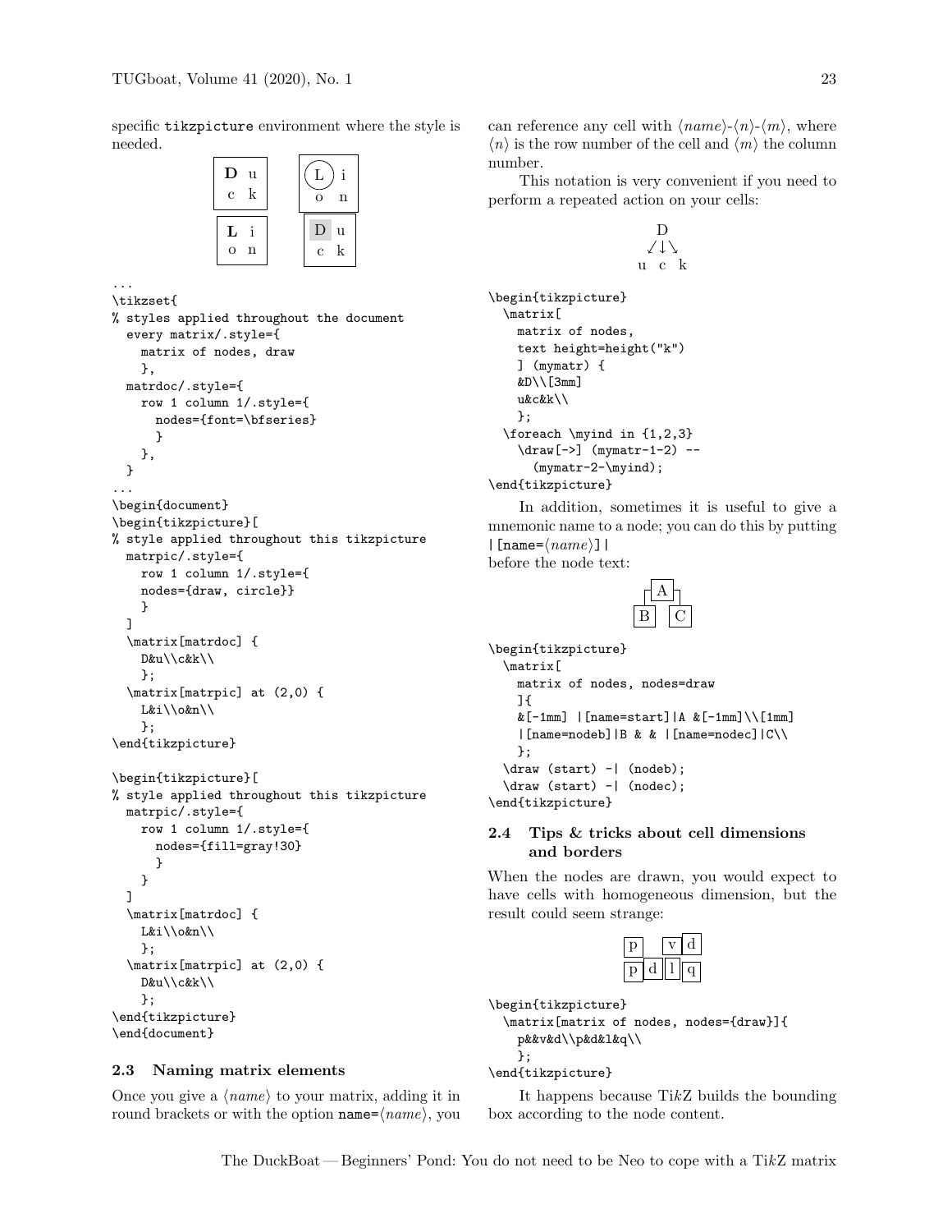specific `tikzpicture` environment where the style is needed.

```
...
\tikzset{
% styles applied throughout the document
  every matrix/.style={
    matrix of nodes, draw
    },
  matrdoc/.style={
    row 1 column 1/.style={
      nodes={font=\bfseries}
      }
    },
  }
...
\begin{document}
\begin{tikzpicture}[
% style applied throughout this tikzpicture
  matrpic/.style={
    row 1 column 1/.style={
    nodes={draw, circle}}
    }
  ]
  \matrix[matrdoc] {
    D&u\\c&k\\
    };
  \matrix[matrpic] at (2,0) {
    L&i\\o&n\\
    };
\end{tikzpicture}

\begin{tikzpicture}[
% style applied throughout this tikzpicture
  matrpic/.style={
    row 1 column 1/.style={
      nodes={fill=gray!30}
      }
    }
  ]
  \matrix[matrdoc] {
    L&i\\o&n\\
    };
  \matrix[matrpic] at (2,0) {
    D&u\\c&k\\
    };
\end{tikzpicture}
\end{document}
```

### 2.3 Naming matrix elements

Once you give a ⟨*name*⟩ to your matrix, adding it in round brackets or with the option `name=`⟨*name*⟩, you can reference any cell with ⟨*name*⟩-⟨*n*⟩-⟨*m*⟩, where ⟨*n*⟩ is the row number of the cell and ⟨*m*⟩ the column number.

This notation is very convenient if you need to perform a repeated action on your cells:

```
\begin{tikzpicture}
  \matrix[
    matrix of nodes,
    text height=height("k")
    ] (mymatr) {
    &D\\[3mm]
    u&c&k\\
    };
  \foreach \myind in {1,2,3}
    \draw[->] (mymatr-1-2) --
      (mymatr-2-\myind);
\end{tikzpicture}
```

In addition, sometimes it is useful to give a mnemonic name to a node; you can do this by putting `|[name=`⟨*name*⟩`]|` before the node text:

```
\begin{tikzpicture}
  \matrix[
    matrix of nodes, nodes=draw
    ]{
    &[-1mm] |[name=start]|A &[-1mm]\\[1mm]
    |[name=nodeb]|B & & |[name=nodec]|C\\
    };
  \draw (start) -| (nodeb);
  \draw (start) -| (nodec);
\end{tikzpicture}
```

### 2.4 Tips & tricks about cell dimensions and borders

When the nodes are drawn, you would expect to have cells with homogeneous dimension, but the result could seem strange:

```
\begin{tikzpicture}
  \matrix[matrix of nodes, nodes={draw}]{
    p&&v&d\\p&d&l&q\\
    };
\end{tikzpicture}
```

It happens because Ti*k*Z builds the bounding box according to the node content.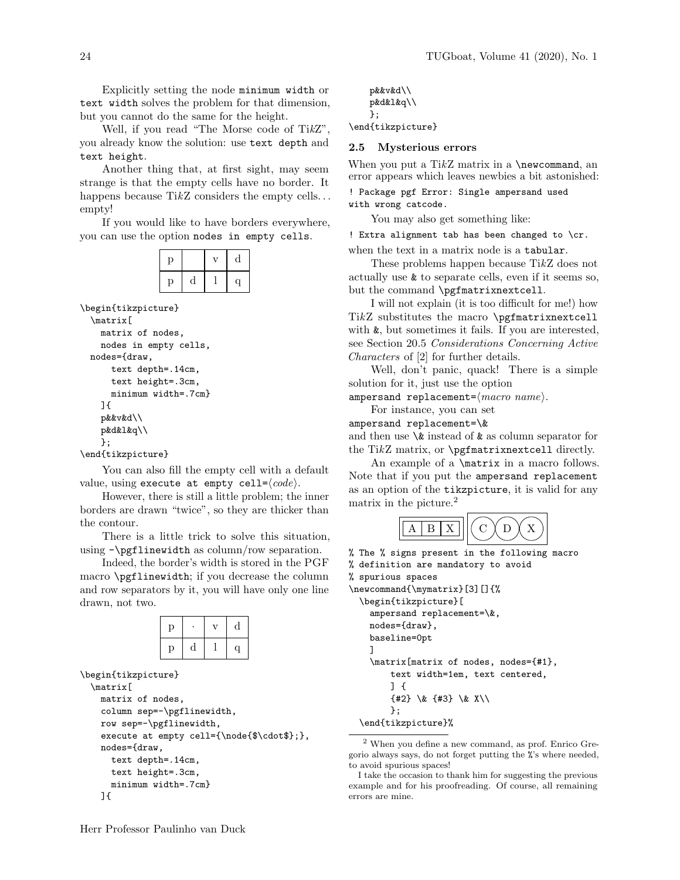Explicitly setting the node `minimum width` or `text width` solves the problem for that dimension, but you cannot do the same for the height.

Well, if you read "The Morse code of Ti*k*Z", you already know the solution: use `text depth` and `text height`.

Another thing that, at first sight, may seem strange is that the empty cells have no border. It happens because Ti*k*Z considers the empty cells... empty!

If you would like to have borders everywhere, you can use the option `nodes in empty cells`.

| | | | |
|---|---|---|---|
| p | | v | d |
| p | d | l | q |

```
\begin{tikzpicture}
  \matrix[
    matrix of nodes,
    nodes in empty cells,
  nodes={draw,
      text depth=.14cm,
      text height=.3cm,
      minimum width=.7cm}
    ]{
    p&&v&d\\
    p&d&l&q\\
    };
\end{tikzpicture}
```

You can also fill the empty cell with a default value, using `execute at empty cell=`⟨*code*⟩.

However, there is still a little problem; the inner borders are drawn "twice", so they are thicker than the contour.

There is a little trick to solve this situation, using `-\pgflinewidth` as column/row separation.

Indeed, the border's width is stored in the PGF macro `\pgflinewidth`; if you decrease the column and row separators by it, you will have only one line drawn, not two.

| | | | |
|---|---|---|---|
| p | · | v | d |
| p | d | l | q |

```
\begin{tikzpicture}
  \matrix[
    matrix of nodes,
    column sep=-\pgflinewidth,
    row sep=-\pgflinewidth,
    execute at empty cell={\node{$\cdot$};},
    nodes={draw,
      text depth=.14cm,
      text height=.3cm,
      minimum width=.7cm}
    ]{
    p&&v&d\\
    p&d&l&q\\
    };
\end{tikzpicture}
```

### 2.5 Mysterious errors

When you put a Ti*k*Z matrix in a `\newcommand`, an error appears which leaves newbies a bit astonished:

```
! Package pgf Error: Single ampersand used
with wrong catcode.
```

You may also get something like:

```
! Extra alignment tab has been changed to \cr.
```

when the text in a matrix node is a `tabular`.

These problems happen because Ti*k*Z does not actually use `&` to separate cells, even if it seems so, but the command `\pgfmatrixnextcell`.

I will not explain (it is too difficult for me!) how Ti*k*Z substitutes the macro `\pgfmatrixnextcell` with `&`, but sometimes it fails. If you are interested, see Section 20.5 *Considerations Concerning Active Characters* of [2] for further details.

Well, don't panic, quack! There is a simple solution for it, just use the option `ampersand replacement=`⟨*macro name*⟩.

For instance, you can set `ampersand replacement=\&` and then use `\&` instead of `&` as column separator for the Ti*k*Z matrix, or `\pgfmatrixnextcell` directly.

An example of a `\matrix` in a macro follows. Note that if you put the `ampersand replacement` as an option of the `tikzpicture`, it is valid for any matrix in the picture.[2]

A B X   C D X

```
% The % signs present in the following macro
% definition are mandatory to avoid
% spurious spaces
\newcommand{\mymatrix}[3][]{%
  \begin{tikzpicture}[
    ampersand replacement=\&,
    nodes={draw},
    baseline=0pt
    ]
    \matrix[matrix of nodes, nodes={#1},
        text width=1em, text centered,
        ] {
        {#2} \& {#3} \& X\\
        };
  \end{tikzpicture}%
```

[2] When you define a new command, as prof. Enrico Gregorio always says, do not forget putting the `%`'s where needed, to avoid spurious spaces!

I take the occasion to thank him for suggesting the previous example and for his proofreading. Of course, all remaining errors are mine.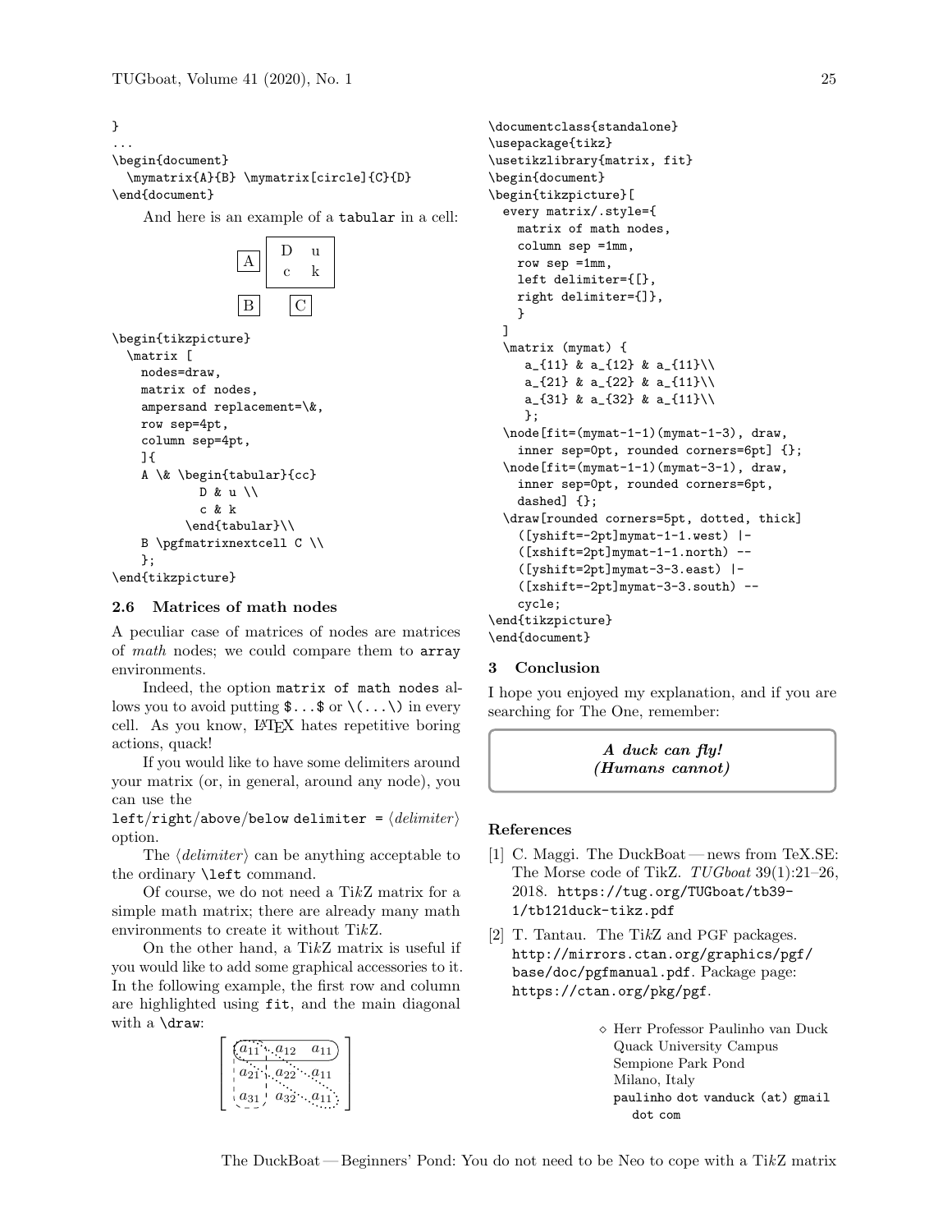```
}
...
\begin{document}
  \mymatrix{A}{B} \mymatrix[circle]{C}{D}
\end{document}
```

And here is an example of a `tabular` in a cell:

A
D u
c k
B C

```
\begin{tikzpicture}
  \matrix [
    nodes=draw,
    matrix of nodes,
    ampersand replacement=\&,
    row sep=4pt,
    column sep=4pt,
    ]{
    A \& \begin{tabular}{cc}
            D & u \\
            c & k
          \end{tabular}\\
    B \pgfmatrixnextcell C \\
    };
\end{tikzpicture}
```

## 2.6 Matrices of math nodes

A peculiar case of matrices of nodes are matrices of *math* nodes; we could compare them to `array` environments.

Indeed, the option `matrix of math nodes` allows you to avoid putting `$...$` or `\(...\)` in every cell. As you know, LaTeX hates repetitive boring actions, quack!

If you would like to have some delimiters around your matrix (or, in general, around any node), you can use the

`left/right/above/below delimiter =` ⟨*delimiter*⟩ option.

The ⟨*delimiter*⟩ can be anything acceptable to the ordinary `\left` command.

Of course, we do not need a TikZ matrix for a simple math matrix; there are already many math environments to create it without TikZ.

On the other hand, a TikZ matrix is useful if you would like to add some graphical accessories to it. In the following example, the first row and column are highlighted using `fit`, and the main diagonal with a `\draw`:

$$\begin{bmatrix} a_{11} & a_{12} & a_{11} \\ a_{21} & a_{22} & a_{11} \\ a_{31} & a_{32} & a_{11} \end{bmatrix}$$

```
\documentclass{standalone}
\usepackage{tikz}
\usetikzlibrary{matrix, fit}
\begin{document}
\begin{tikzpicture}[
  every matrix/.style={
    matrix of math nodes,
    column sep =1mm,
    row sep =1mm,
    left delimiter={[},
    right delimiter={]},
    }
  ]
  \matrix (mymat) {
     a_{11} & a_{12} & a_{11}\\
     a_{21} & a_{22} & a_{11}\\
     a_{31} & a_{32} & a_{11}\\
     };
  \node[fit=(mymat-1-1)(mymat-1-3), draw,
    inner sep=0pt, rounded corners=6pt] {};
  \node[fit=(mymat-1-1)(mymat-3-1), draw,
    inner sep=0pt, rounded corners=6pt,
    dashed] {};
  \draw[rounded corners=5pt, dotted, thick]
    ([yshift=-2pt]mymat-1-1.west) |-
    ([xshift=2pt]mymat-1-1.north) --
    ([yshift=2pt]mymat-3-3.east) |-
    ([xshift=-2pt]mymat-3-3.south) --
    cycle;
\end{tikzpicture}
\end{document}
```

# 3 Conclusion

I hope you enjoyed my explanation, and if you are searching for The One, remember:

> ***A duck can fly!***
> ***(Humans cannot)***

## References

[1] C. Maggi. The DuckBoat — news from TeX.SE: The Morse code of TikZ. *TUGboat* 39(1):21–26, 2018. `https://tug.org/TUGboat/tb39-1/tb121duck-tikz.pdf`

[2] T. Tantau. The TikZ and PGF packages. `http://mirrors.ctan.org/graphics/pgf/base/doc/pgfmanual.pdf`. Package page: `https://ctan.org/pkg/pgf`.

⋄ Herr Professor Paulinho van Duck
Quack University Campus
Sempione Park Pond
Milano, Italy
`paulinho dot vanduck (at) gmail dot com`